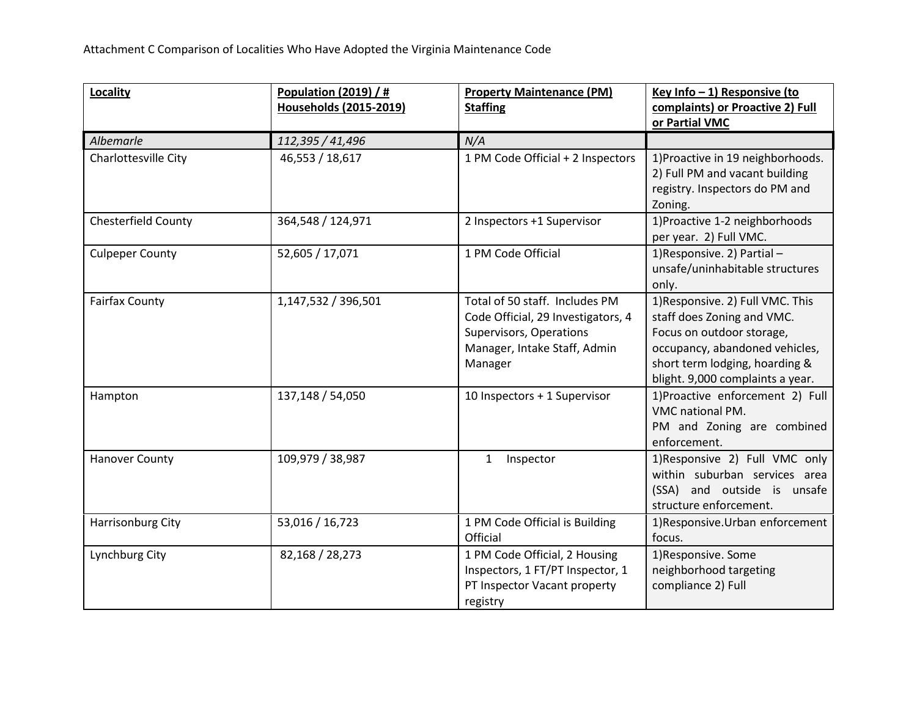Attachment C Comparison of Localities Who Have Adopted the Virginia Maintenance Code

| **Locality** | **Population (2019) / # Households (2015-2019)** | **Property Maintenance (PM) Staffing** | **Key Info – 1) Responsive (to complaints) or Proactive 2) Full or Partial VMC** |
|---|---|---|---|
| *Albemarle* | *112,395 / 41,496* | *N/A* | |
| Charlottesville City | 46,553 / 18,617 | 1 PM Code Official + 2 Inspectors | 1)Proactive in 19 neighborhoods. 2) Full PM and vacant building registry. Inspectors do PM and Zoning. |
| Chesterfield County | 364,548 / 124,971 | 2 Inspectors +1 Supervisor | 1)Proactive 1-2 neighborhoods per year. 2) Full VMC. |
| Culpeper County | 52,605 / 17,071 | 1 PM Code Official | 1)Responsive. 2) Partial – unsafe/uninhabitable structures only. |
| Fairfax County | 1,147,532 / 396,501 | Total of 50 staff. Includes PM Code Official, 29 Investigators, 4 Supervisors, Operations Manager, Intake Staff, Admin Manager | 1)Responsive. 2) Full VMC. This staff does Zoning and VMC. Focus on outdoor storage, occupancy, abandoned vehicles, short term lodging, hoarding & blight. 9,000 complaints a year. |
| Hampton | 137,148 / 54,050 | 10 Inspectors + 1 Supervisor | 1)Proactive enforcement 2) Full VMC national PM. PM and Zoning are combined enforcement. |
| Hanover County | 109,979 / 38,987 | 1 Inspector | 1)Responsive 2) Full VMC only within suburban services area (SSA) and outside is unsafe structure enforcement. |
| Harrisonburg City | 53,016 / 16,723 | 1 PM Code Official is Building Official | 1)Responsive.Urban enforcement focus. |
| Lynchburg City | 82,168 / 28,273 | 1 PM Code Official, 2 Housing Inspectors, 1 FT/PT Inspector, 1 PT Inspector Vacant property registry | 1)Responsive. Some neighborhood targeting compliance 2) Full |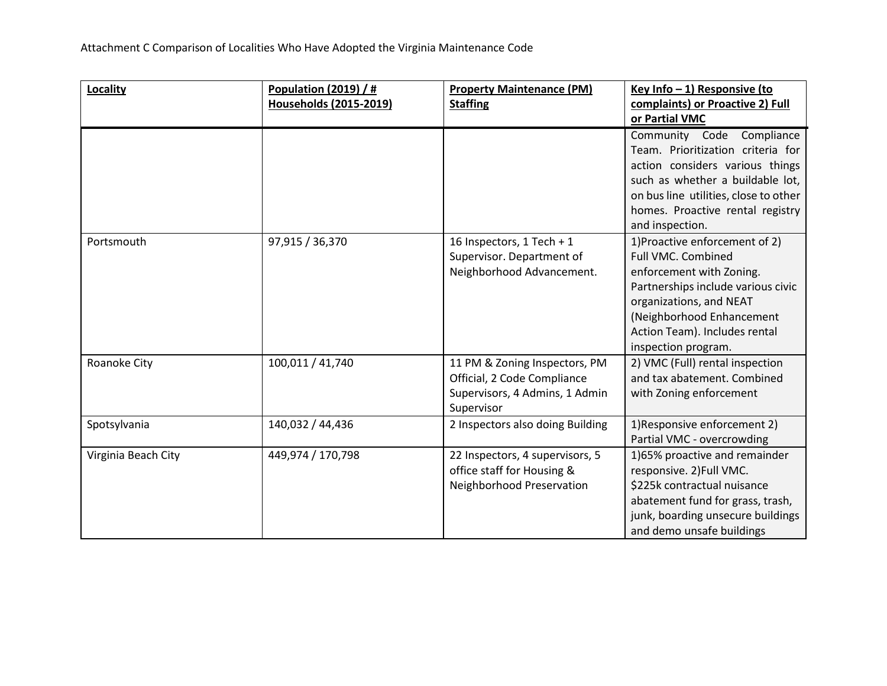Attachment C Comparison of Localities Who Have Adopted the Virginia Maintenance Code

| **Locality** | **Population (2019) / # Households (2015-2019)** | **Property Maintenance (PM) Staffing** | **Key Info – 1) Responsive (to complaints) or Proactive 2) Full or Partial VMC** |
|---|---|---|---|
| | | | Community Code Compliance Team. Prioritization criteria for action considers various things such as whether a buildable lot, on bus line utilities, close to other homes. Proactive rental registry and inspection. |
| Portsmouth | 97,915 / 36,370 | 16 Inspectors, 1 Tech + 1 Supervisor. Department of Neighborhood Advancement. | 1)Proactive enforcement of 2) Full VMC. Combined enforcement with Zoning. Partnerships include various civic organizations, and NEAT (Neighborhood Enhancement Action Team). Includes rental inspection program. |
| Roanoke City | 100,011 / 41,740 | 11 PM & Zoning Inspectors, PM Official, 2 Code Compliance Supervisors, 4 Admins, 1 Admin Supervisor | 2) VMC (Full) rental inspection and tax abatement. Combined with Zoning enforcement |
| Spotsylvania | 140,032 / 44,436 | 2 Inspectors also doing Building | 1)Responsive enforcement 2) Partial VMC - overcrowding |
| Virginia Beach City | 449,974 / 170,798 | 22 Inspectors, 4 supervisors, 5 office staff for Housing & Neighborhood Preservation | 1)65% proactive and remainder responsive. 2)Full VMC. $225k contractual nuisance abatement fund for grass, trash, junk, boarding unsecure buildings and demo unsafe buildings |